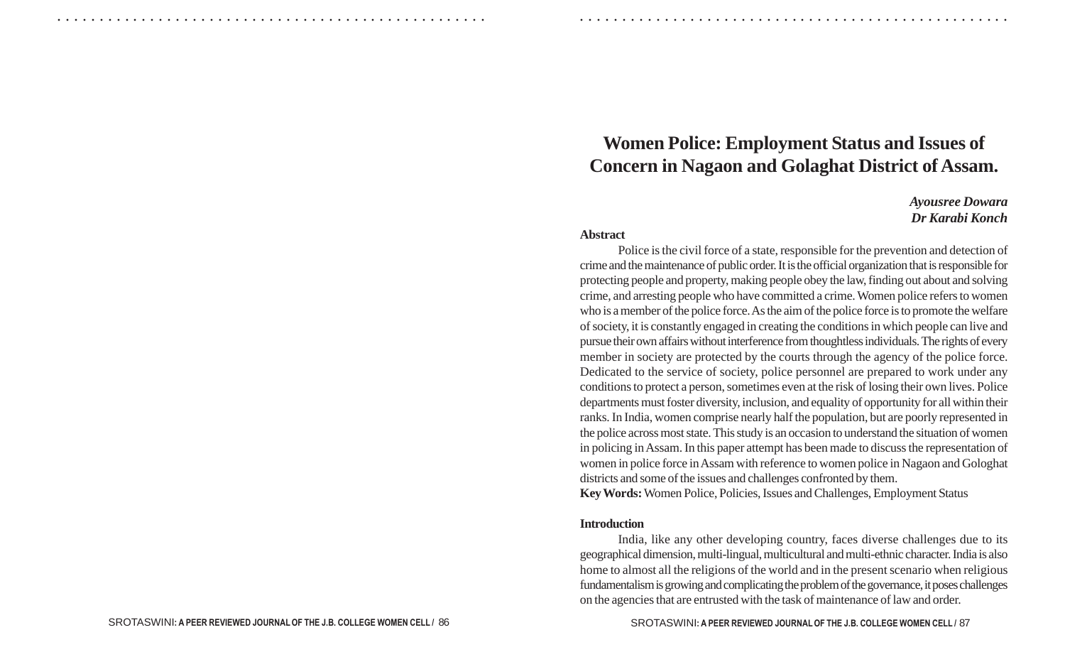# Women Police: Employment Status and Issues of Concern in Nagaon and Golaghat District of Assam.

*Ayousree Dowara*
*Dr Karabi Konch*

**Abstract**

Police is the civil force of a state, responsible for the prevention and detection of crime and the maintenance of public order. It is the official organization that is responsible for protecting people and property, making people obey the law, finding out about and solving crime, and arresting people who have committed a crime. Women police refers to women who is a member of the police force. As the aim of the police force is to promote the welfare of society, it is constantly engaged in creating the conditions in which people can live and pursue their own affairs without interference from thoughtless individuals. The rights of every member in society are protected by the courts through the agency of the police force. Dedicated to the service of society, police personnel are prepared to work under any conditions to protect a person, sometimes even at the risk of losing their own lives. Police departments must foster diversity, inclusion, and equality of opportunity for all within their ranks. In India, women comprise nearly half the population, but are poorly represented in the police across most state. This study is an occasion to understand the situation of women in policing in Assam. In this paper attempt has been made to discuss the representation of women in police force in Assam with reference to women police in Nagaon and Gologhat districts and some of the issues and challenges confronted by them.

**Key Words:** Women Police, Policies, Issues and Challenges, Employment Status

**Introduction**

India, like any other developing country, faces diverse challenges due to its geographical dimension, multi-lingual, multicultural and multi-ethnic character. India is also home to almost all the religions of the world and in the present scenario when religious fundamentalism is growing and complicating the problem of the governance, it poses challenges on the agencies that are entrusted with the task of maintenance of law and order.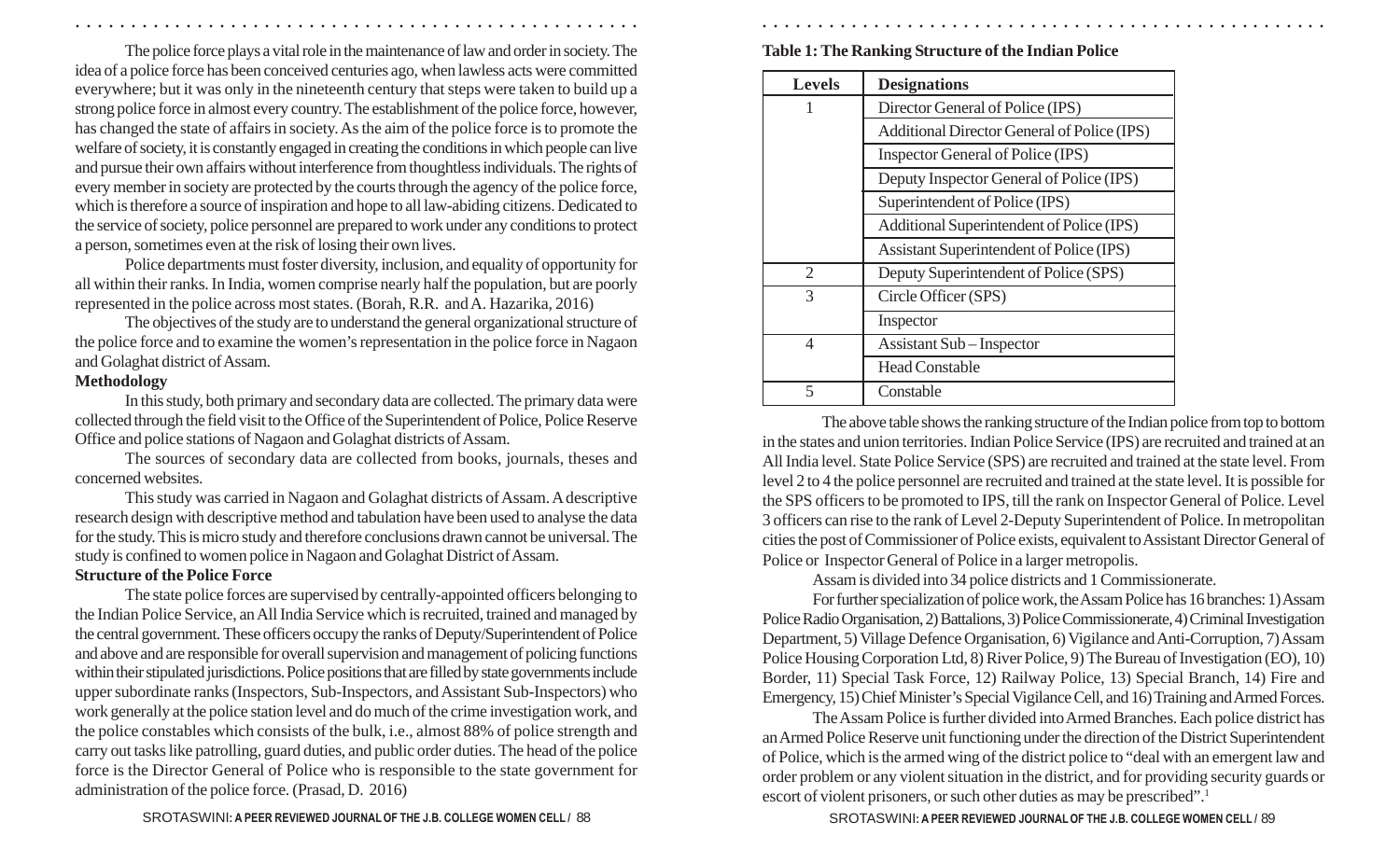The police force plays a vital role in the maintenance of law and order in society. The idea of a police force has been conceived centuries ago, when lawless acts were committed everywhere; but it was only in the nineteenth century that steps were taken to build up a strong police force in almost every country. The establishment of the police force, however, has changed the state of affairs in society. As the aim of the police force is to promote the welfare of society, it is constantly engaged in creating the conditions in which people can live and pursue their own affairs without interference from thoughtless individuals. The rights of every member in society are protected by the courts through the agency of the police force, which is therefore a source of inspiration and hope to all law-abiding citizens. Dedicated to the service of society, police personnel are prepared to work under any conditions to protect a person, sometimes even at the risk of losing their own lives.

Police departments must foster diversity, inclusion, and equality of opportunity for all within their ranks. In India, women comprise nearly half the population, but are poorly represented in the police across most states. (Borah, R.R. and A. Hazarika, 2016)

The objectives of the study are to understand the general organizational structure of the police force and to examine the women's representation in the police force in Nagaon and Golaghat district of Assam.

**Methodology**

In this study, both primary and secondary data are collected. The primary data were collected through the field visit to the Office of the Superintendent of Police, Police Reserve Office and police stations of Nagaon and Golaghat districts of Assam.

The sources of secondary data are collected from books, journals, theses and concerned websites.

This study was carried in Nagaon and Golaghat districts of Assam. A descriptive research design with descriptive method and tabulation have been used to analyse the data for the study. This is micro study and therefore conclusions drawn cannot be universal. The study is confined to women police in Nagaon and Golaghat District of Assam.

**Structure of the Police Force**

The state police forces are supervised by centrally-appointed officers belonging to the Indian Police Service, an All India Service which is recruited, trained and managed by the central government. These officers occupy the ranks of Deputy/Superintendent of Police and above and are responsible for overall supervision and management of policing functions within their stipulated jurisdictions. Police positions that are filled by state governments include upper subordinate ranks (Inspectors, Sub-Inspectors, and Assistant Sub-Inspectors) who work generally at the police station level and do much of the crime investigation work, and the police constables which consists of the bulk, i.e., almost 88% of police strength and carry out tasks like patrolling, guard duties, and public order duties. The head of the police force is the Director General of Police who is responsible to the state government for administration of the police force. (Prasad, D. 2016)

**Table 1: The Ranking Structure of the Indian Police**

| Levels | Designations |
|---|---|
| 1 | Director General of Police (IPS) |
| | Additional Director General of Police (IPS) |
| | Inspector General of Police (IPS) |
| | Deputy Inspector General of Police (IPS) |
| | Superintendent of Police (IPS) |
| | Additional Superintendent of Police (IPS) |
| | Assistant Superintendent of Police (IPS) |
| 2 | Deputy Superintendent of Police (SPS) |
| 3 | Circle Officer (SPS) |
| | Inspector |
| 4 | Assistant Sub – Inspector |
| | Head Constable |
| 5 | Constable |

The above table shows the ranking structure of the Indian police from top to bottom in the states and union territories. Indian Police Service (IPS) are recruited and trained at an All India level. State Police Service (SPS) are recruited and trained at the state level. From level 2 to 4 the police personnel are recruited and trained at the state level. It is possible for the SPS officers to be promoted to IPS, till the rank on Inspector General of Police. Level 3 officers can rise to the rank of Level 2-Deputy Superintendent of Police. In metropolitan cities the post of Commissioner of Police exists, equivalent to Assistant Director General of Police or Inspector General of Police in a larger metropolis.

Assam is divided into 34 police districts and 1 Commissionerate.

For further specialization of police work, the Assam Police has 16 branches: 1) Assam Police Radio Organisation, 2) Battalions, 3) Police Commissionerate, 4) Criminal Investigation Department, 5) Village Defence Organisation, 6) Vigilance and Anti-Corruption, 7) Assam Police Housing Corporation Ltd, 8) River Police, 9) The Bureau of Investigation (EO), 10) Border, 11) Special Task Force, 12) Railway Police, 13) Special Branch, 14) Fire and Emergency, 15) Chief Minister's Special Vigilance Cell, and 16) Training and Armed Forces.

The Assam Police is further divided into Armed Branches. Each police district has an Armed Police Reserve unit functioning under the direction of the District Superintendent of Police, which is the armed wing of the district police to "deal with an emergent law and order problem or any violent situation in the district, and for providing security guards or escort of violent prisoners, or such other duties as may be prescribed".[1]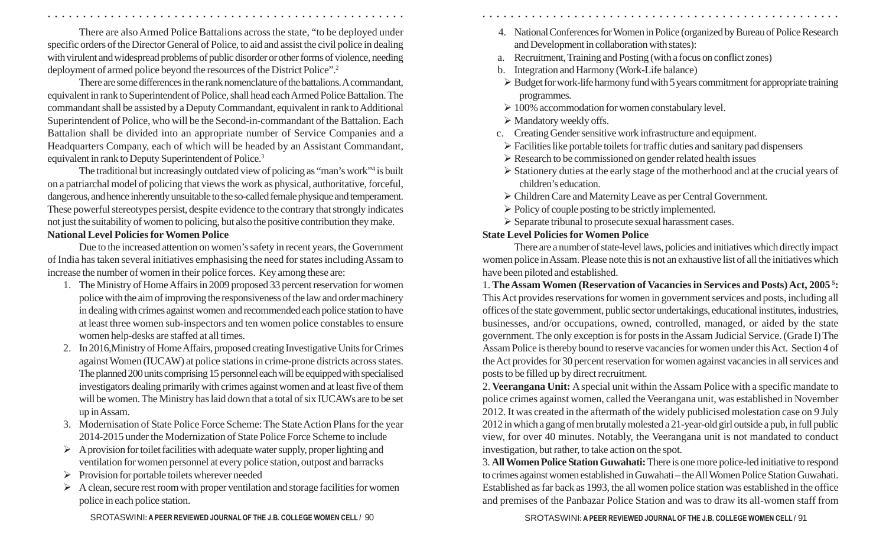There are also Armed Police Battalions across the state, "to be deployed under specific orders of the Director General of Police, to aid and assist the civil police in dealing with virulent and widespread problems of public disorder or other forms of violence, needing deployment of armed police beyond the resources of the District Police".[2]

There are some differences in the rank nomenclature of the battalions. A commandant, equivalent in rank to Superintendent of Police, shall head each Armed Police Battalion. The commandant shall be assisted by a Deputy Commandant, equivalent in rank to Additional Superintendent of Police, who will be the Second-in-commandant of the Battalion. Each Battalion shall be divided into an appropriate number of Service Companies and a Headquarters Company, each of which will be headed by an Assistant Commandant, equivalent in rank to Deputy Superintendent of Police.[3]

The traditional but increasingly outdated view of policing as "man's work"[4] is built on a patriarchal model of policing that views the work as physical, authoritative, forceful, dangerous, and hence inherently unsuitable to the so-called female physique and temperament. These powerful stereotypes persist, despite evidence to the contrary that strongly indicates not just the suitability of women to policing, but also the positive contribution they make.

**National Level Policies for Women Police**

Due to the increased attention on women's safety in recent years, the Government of India has taken several initiatives emphasising the need for states including Assam to increase the number of women in their police forces. Key among these are:

1. The Ministry of Home Affairs in 2009 proposed 33 percent reservation for women police with the aim of improving the responsiveness of the law and order machinery in dealing with crimes against women and recommended each police station to have at least three women sub-inspectors and ten women police constables to ensure women help-desks are staffed at all times.
2. In 2016, Ministry of Home Affairs, proposed creating Investigative Units for Crimes against Women (IUCAW) at police stations in crime-prone districts across states. The planned 200 units comprising 15 personnel each will be equipped with specialised investigators dealing primarily with crimes against women and at least five of them will be women. The Ministry has laid down that a total of six IUCAWs are to be set up in Assam.
3. Modernisation of State Police Force Scheme: The State Action Plans for the year 2014-2015 under the Modernization of State Police Force Scheme to include
   - A provision for toilet facilities with adequate water supply, proper lighting and ventilation for women personnel at every police station, outpost and barracks
   - Provision for portable toilets wherever needed
   - A clean, secure rest room with proper ventilation and storage facilities for women police in each police station.
4. National Conferences for Women in Police (organized by Bureau of Police Research and Development in collaboration with states):
   a. Recruitment, Training and Posting (with a focus on conflict zones)
   b. Integration and Harmony (Work-Life balance)
      - Budget for work-life harmony fund with 5 years commitment for appropriate training programmes.
      - 100% accommodation for women constabulary level.
      - Mandatory weekly offs.
   c. Creating Gender sensitive work infrastructure and equipment.
      - Facilities like portable toilets for traffic duties and sanitary pad dispensers
      - Research to be commissioned on gender related health issues
      - Stationery duties at the early stage of the motherhood and at the crucial years of children's education.
      - Children Care and Maternity Leave as per Central Government.
      - Policy of couple posting to be strictly implemented.
      - Separate tribunal to prosecute sexual harassment cases.

**State Level Policies for Women Police**

There are a number of state-level laws, policies and initiatives which directly impact women police in Assam. Please note this is not an exhaustive list of all the initiatives which have been piloted and established.

1. **The Assam Women (Reservation of Vacancies in Services and Posts) Act, 2005** [5]**:** This Act provides reservations for women in government services and posts, including all offices of the state government, public sector undertakings, educational institutes, industries, businesses, and/or occupations, owned, controlled, managed, or aided by the state government. The only exception is for posts in the Assam Judicial Service. (Grade I) The Assam Police is thereby bound to reserve vacancies for women under this Act. Section 4 of the Act provides for 30 percent reservation for women against vacancies in all services and posts to be filled up by direct recruitment.

2. **Veerangana Unit:** A special unit within the Assam Police with a specific mandate to police crimes against women, called the Veerangana unit, was established in November 2012. It was created in the aftermath of the widely publicised molestation case on 9 July 2012 in which a gang of men brutally molested a 21-year-old girl outside a pub, in full public view, for over 40 minutes. Notably, the Veerangana unit is not mandated to conduct investigation, but rather, to take action on the spot.

3. **All Women Police Station Guwahati:** There is one more police-led initiative to respond to crimes against women established in Guwahati – the All Women Police Station Guwahati. Established as far back as 1993, the all women police station was established in the office and premises of the Panbazar Police Station and was to draw its all-women staff from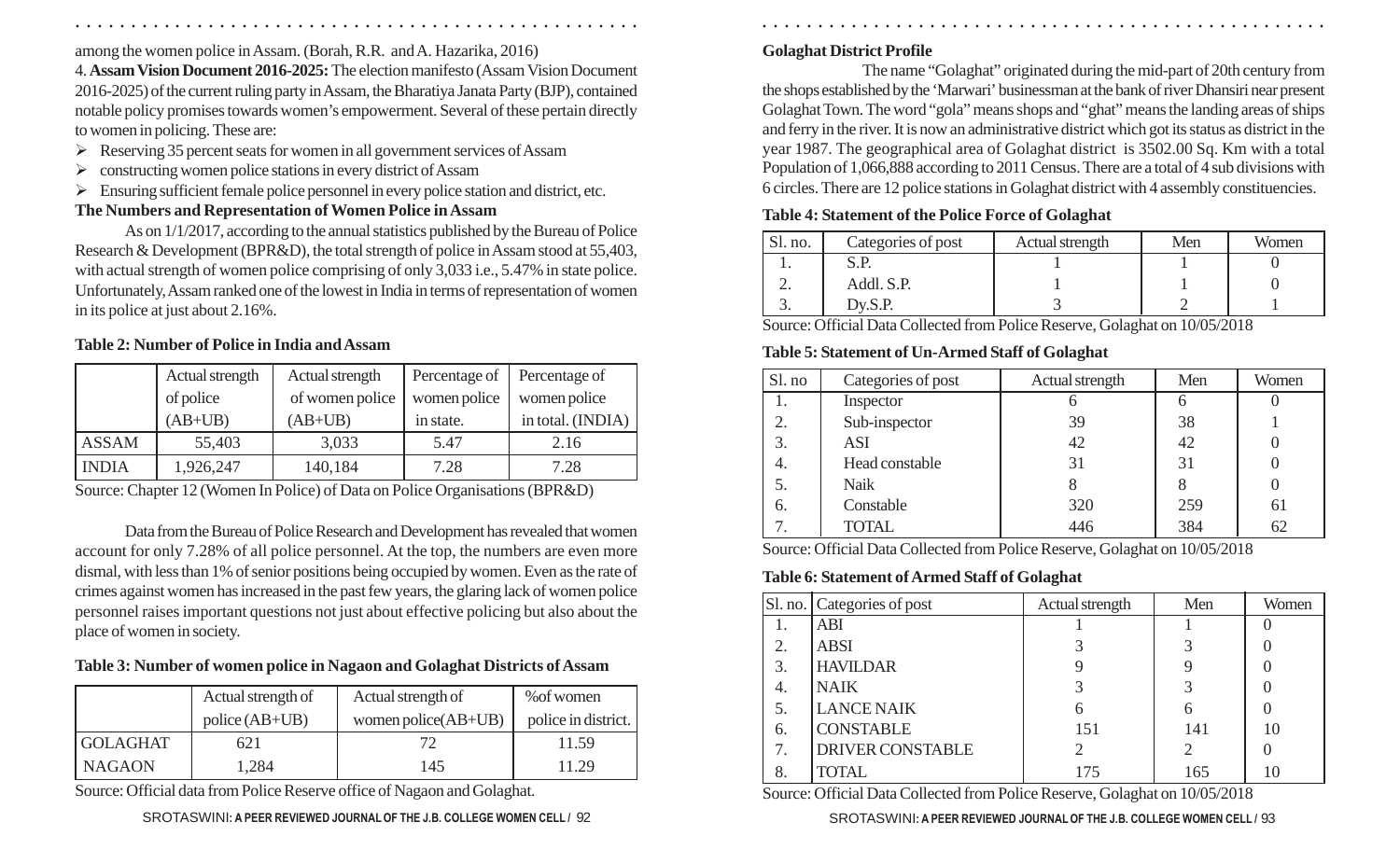among the women police in Assam. (Borah, R.R. and A. Hazarika, 2016)

4. **Assam Vision Document 2016-2025:** The election manifesto (Assam Vision Document 2016-2025) of the current ruling party in Assam, the Bharatiya Janata Party (BJP), contained notable policy promises towards women's empowerment. Several of these pertain directly to women in policing. These are:

- Reserving 35 percent seats for women in all government services of Assam
- constructing women police stations in every district of Assam
- Ensuring sufficient female police personnel in every police station and district, etc.

**The Numbers and Representation of Women Police in Assam**

As on 1/1/2017, according to the annual statistics published by the Bureau of Police Research & Development (BPR&D), the total strength of police in Assam stood at 55,403, with actual strength of women police comprising of only 3,033 i.e., 5.47% in state police. Unfortunately, Assam ranked one of the lowest in India in terms of representation of women in its police at just about 2.16%.

**Table 2: Number of Police in India and Assam**

| | Actual strength of police (AB+UB) | Actual strength of women police (AB+UB) | Percentage of women police in state. | Percentage of women police in total. (INDIA) |
|---|---|---|---|---|
| ASSAM | 55,403 | 3,033 | 5.47 | 2.16 |
| INDIA | 1,926,247 | 140,184 | 7.28 | 7.28 |

Source: Chapter 12 (Women In Police) of Data on Police Organisations (BPR&D)

Data from the Bureau of Police Research and Development has revealed that women account for only 7.28% of all police personnel. At the top, the numbers are even more dismal, with less than 1% of senior positions being occupied by women. Even as the rate of crimes against women has increased in the past few years, the glaring lack of women police personnel raises important questions not just about effective policing but also about the place of women in society.

**Table 3: Number of women police in Nagaon and Golaghat Districts of Assam**

| | Actual strength of police (AB+UB) | Actual strength of women police(AB+UB) | %of women police in district. |
|---|---|---|---|
| GOLAGHAT | 621 | 72 | 11.59 |
| NAGAON | 1,284 | 145 | 11.29 |

Source: Official data from Police Reserve office of Nagaon and Golaghat.

**Golaghat District Profile**

The name "Golaghat" originated during the mid-part of 20th century from the shops established by the 'Marwari' businessman at the bank of river Dhansiri near present Golaghat Town. The word "gola" means shops and "ghat" means the landing areas of ships and ferry in the river. It is now an administrative district which got its status as district in the year 1987. The geographical area of Golaghat district is 3502.00 Sq. Km with a total Population of 1,066,888 according to 2011 Census. There are a total of 4 sub divisions with 6 circles. There are 12 police stations in Golaghat district with 4 assembly constituencies.

**Table 4: Statement of the Police Force of Golaghat**

| Sl. no. | Categories of post | Actual strength | Men | Women |
|---|---|---|---|---|
| 1. | S.P. | 1 | 1 | 0 |
| 2. | Addl. S.P. | 1 | 1 | 0 |
| 3. | Dy.S.P. | 3 | 2 | 1 |

Source: Official Data Collected from Police Reserve, Golaghat on 10/05/2018

**Table 5: Statement of Un-Armed Staff of Golaghat**

| Sl. no | Categories of post | Actual strength | Men | Women |
|---|---|---|---|---|
| 1. | Inspector | 6 | 6 | 0 |
| 2. | Sub-inspector | 39 | 38 | 1 |
| 3. | ASI | 42 | 42 | 0 |
| 4. | Head constable | 31 | 31 | 0 |
| 5. | Naik | 8 | 8 | 0 |
| 6. | Constable | 320 | 259 | 61 |
| 7. | TOTAL | 446 | 384 | 62 |

Source: Official Data Collected from Police Reserve, Golaghat on 10/05/2018

**Table 6: Statement of Armed Staff of Golaghat**

| Sl. no. | Categories of post | Actual strength | Men | Women |
|---|---|---|---|---|
| 1. | ABI | 1 | 1 | 0 |
| 2. | ABSI | 3 | 3 | 0 |
| 3. | HAVILDAR | 9 | 9 | 0 |
| 4. | NAIK | 3 | 3 | 0 |
| 5. | LANCE NAIK | 6 | 6 | 0 |
| 6. | CONSTABLE | 151 | 141 | 10 |
| 7. | DRIVER CONSTABLE | 2 | 2 | 0 |
| 8. | TOTAL | 175 | 165 | 10 |

Source: Official Data Collected from Police Reserve, Golaghat on 10/05/2018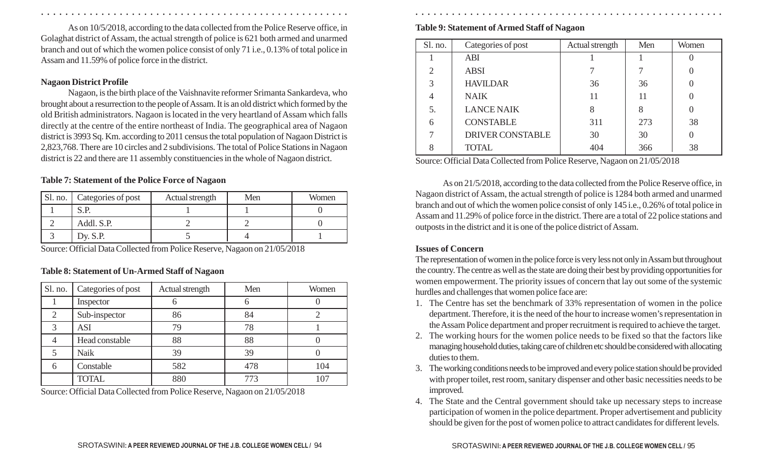As on 10/5/2018, according to the data collected from the Police Reserve office, in Golaghat district of Assam, the actual strength of police is 621 both armed and unarmed branch and out of which the women police consist of only 71 i.e., 0.13% of total police in Assam and 11.59% of police force in the district.

**Nagaon District Profile**

Nagaon, is the birth place of the Vaishnavite reformer Srimanta Sankardeva, who brought about a resurrection to the people of Assam. It is an old district which formed by the old British administrators. Nagaon is located in the very heartland of Assam which falls directly at the centre of the entire northeast of India. The geographical area of Nagaon district is 3993 Sq. Km. according to 2011 census the total population of Nagaon District is 2,823,768. There are 10 circles and 2 subdivisions. The total of Police Stations in Nagaon district is 22 and there are 11 assembly constituencies in the whole of Nagaon district.

**Table 7: Statement of the Police Force of Nagaon**

| Sl. no. | Categories of post | Actual strength | Men | Women |
|---|---|---|---|---|
| 1 | S.P. | 1 | 1 | 0 |
| 2 | Addl. S.P. | 2 | 2 | 0 |
| 3 | Dy. S.P. | 5 | 4 | 1 |

Source: Official Data Collected from Police Reserve, Nagaon on 21/05/2018

**Table 8: Statement of Un-Armed Staff of Nagaon**

| Sl. no. | Categories of post | Actual strength | Men | Women |
|---|---|---|---|---|
| 1 | Inspector | 6 | 6 | 0 |
| 2 | Sub-inspector | 86 | 84 | 2 |
| 3 | ASI | 79 | 78 | 1 |
| 4 | Head constable | 88 | 88 | 0 |
| 5 | Naik | 39 | 39 | 0 |
| 6 | Constable | 582 | 478 | 104 |
| | TOTAL | 880 | 773 | 107 |

Source: Official Data Collected from Police Reserve, Nagaon on 21/05/2018

**Table 9: Statement of Armed Staff of Nagaon**

| Sl. no. | Categories of post | Actual strength | Men | Women |
|---|---|---|---|---|
| 1 | ABI | 1 | 1 | 0 |
| 2 | ABSI | 7 | 7 | 0 |
| 3 | HAVILDAR | 36 | 36 | 0 |
| 4 | NAIK | 11 | 11 | 0 |
| 5. | LANCE NAIK | 8 | 8 | 0 |
| 6 | CONSTABLE | 311 | 273 | 38 |
| 7 | DRIVER CONSTABLE | 30 | 30 | 0 |
| 8 | TOTAL | 404 | 366 | 38 |

Source: Official Data Collected from Police Reserve, Nagaon on 21/05/2018

As on 21/5/2018, according to the data collected from the Police Reserve office, in Nagaon district of Assam, the actual strength of police is 1284 both armed and unarmed branch and out of which the women police consist of only 145 i.e., 0.26% of total police in Assam and 11.29% of police force in the district. There are a total of 22 police stations and outposts in the district and it is one of the police district of Assam.

**Issues of Concern**

The representation of women in the police force is very less not only in Assam but throughout the country. The centre as well as the state are doing their best by providing opportunities for women empowerment. The priority issues of concern that lay out some of the systemic hurdles and challenges that women police face are:

1. The Centre has set the benchmark of 33% representation of women in the police department. Therefore, it is the need of the hour to increase women's representation in the Assam Police department and proper recruitment is required to achieve the target.
2. The working hours for the women police needs to be fixed so that the factors like managing household duties, taking care of children etc should be considered with allocating duties to them.
3. The working conditions needs to be improved and every police station should be provided with proper toilet, rest room, sanitary dispenser and other basic necessities needs to be improved.
4. The State and the Central government should take up necessary steps to increase participation of women in the police department. Proper advertisement and publicity should be given for the post of women police to attract candidates for different levels.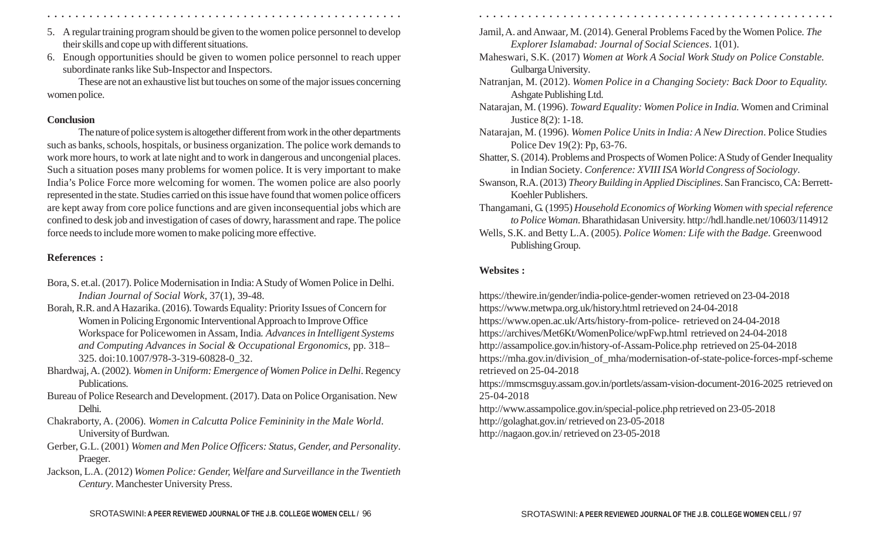5. A regular training program should be given to the women police personnel to develop their skills and cope up with different situations.
6. Enough opportunities should be given to women police personnel to reach upper subordinate ranks like Sub-Inspector and Inspectors.

These are not an exhaustive list but touches on some of the major issues concerning women police.

**Conclusion**

The nature of police system is altogether different from work in the other departments such as banks, schools, hospitals, or business organization. The police work demands to work more hours, to work at late night and to work in dangerous and uncongenial places. Such a situation poses many problems for women police. It is very important to make India's Police Force more welcoming for women. The women police are also poorly represented in the state. Studies carried on this issue have found that women police officers are kept away from core police functions and are given inconsequential jobs which are confined to desk job and investigation of cases of dowry, harassment and rape. The police force needs to include more women to make policing more effective.

**References :**

Bora, S. et.al. (2017). Police Modernisation in India: A Study of Women Police in Delhi. *Indian Journal of Social Work*, 37(1), 39-48.

Borah, R.R. and A Hazarika. (2016). Towards Equality: Priority Issues of Concern for Women in Policing Ergonomic Interventional Approach to Improve Office Workspace for Policewomen in Assam, India. *Advances in Intelligent Systems and Computing Advances in Social & Occupational Ergonomics*, pp. 318–325. doi:10.1007/978-3-319-60828-0_32.

Bhardwaj, A. (2002). *Women in Uniform: Emergence of Women Police in Delhi*. Regency Publications.

Bureau of Police Research and Development. (2017). Data on Police Organisation. New Delhi.

Chakraborty, A. (2006). *Women in Calcutta Police Femininity in the Male World*. University of Burdwan.

Gerber, G.L. (2001) *Women and Men Police Officers: Status, Gender, and Personality*. Praeger.

Jackson, L.A. (2012) *Women Police: Gender, Welfare and Surveillance in the Twentieth Century*. Manchester University Press.

Jamil, A. and Anwaar, M. (2014). General Problems Faced by the Women Police. *The Explorer Islamabad: Journal of Social Sciences*. 1(01).

Maheswari, S.K. (2017) *Women at Work A Social Work Study on Police Constable.* Gulbarga University.

Natranjan, M. (2012). *Women Police in a Changing Society: Back Door to Equality.* Ashgate Publishing Ltd.

Natarajan, M. (1996). *Toward Equality: Women Police in India.* Women and Criminal Justice 8(2): 1-18.

Natarajan, M. (1996). *Women Police Units in India: A New Direction*. Police Studies Police Dev 19(2): Pp, 63-76.

Shatter, S. (2014). Problems and Prospects of Women Police: A Study of Gender Inequality in Indian Society. *Conference: XVIII ISA World Congress of Sociology*.

Swanson, R.A. (2013) *Theory Building in Applied Disciplines*. San Francisco, CA: Berrett-Koehler Publishers.

Thangamani, G. (1995) *Household Economics of Working Women with special reference to Police Woman*. Bharathidasan University. http://hdl.handle.net/10603/114912

Wells, S.K. and Betty L.A. (2005). *Police Women: Life with the Badge*. Greenwood Publishing Group.

**Websites :**

https://thewire.in/gender/india-police-gender-women retrieved on 23-04-2018
https://www.metwpa.org.uk/history.html retrieved on 24-04-2018
https://www.open.ac.uk/Arts/history-from-police- retrieved on 24-04-2018
https://archives/Met6Kt/WomenPolice/wpFwp.html retrieved on 24-04-2018
http://assampolice.gov.in/history-of-Assam-Police.php retrieved on 25-04-2018
https://mha.gov.in/division_of_mha/modernisation-of-state-police-forces-mpf-scheme retrieved on 25-04-2018
https://mmscmsguy.assam.gov.in/portlets/assam-vision-document-2016-2025 retrieved on 25-04-2018
http://www.assampolice.gov.in/special-police.php retrieved on 23-05-2018
http://golaghat.gov.in/ retrieved on 23-05-2018
http://nagaon.gov.in/ retrieved on 23-05-2018